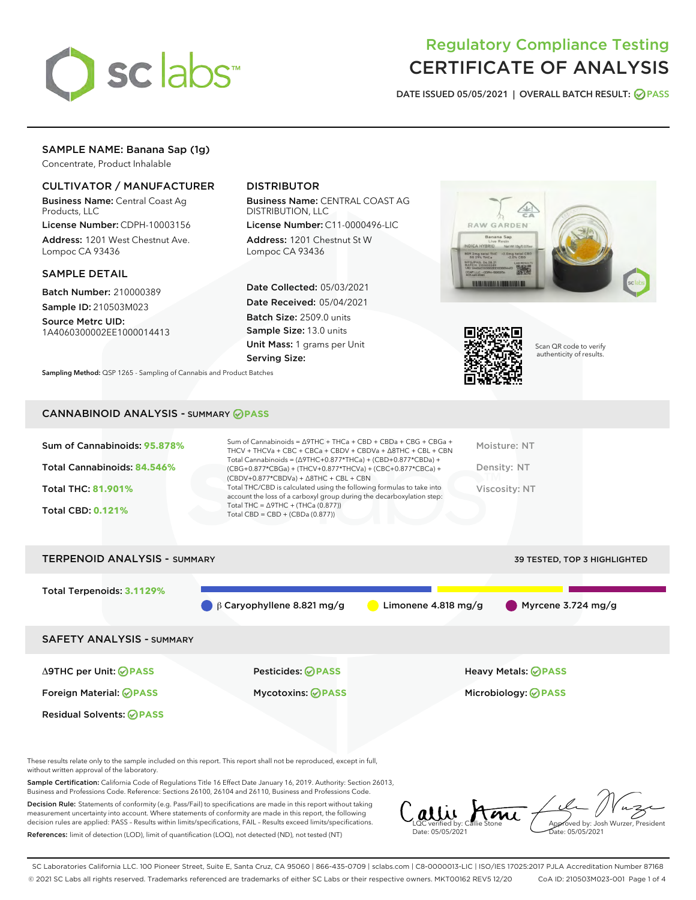# Regulatory Compliance Testing
# CERTIFICATE OF ANALYSIS

DATE ISSUED 05/05/2021 | OVERALL BATCH RESULT: PASS

## SAMPLE NAME: Banana Sap (1g)

Concentrate, Product Inhalable

### CULTIVATOR / MANUFACTURER

**Business Name:** Central Coast Ag Products, LLC

**License Number:** CDPH-10003156

**Address:** 1201 West Chestnut Ave. Lompoc CA 93436

### DISTRIBUTOR

**Business Name:** CENTRAL COAST AG DISTRIBUTION, LLC

**License Number:** C11-0000496-LIC

**Address:** 1201 Chestnut St W Lompoc CA 93436

### SAMPLE DETAIL

**Batch Number:** 210000389

**Sample ID:** 210503M023

**Source Metrc UID:** 1A4060300002EE1000014413

**Date Collected:** 05/03/2021

**Date Received:** 05/04/2021

**Batch Size:** 2509.0 units

**Sample Size:** 13.0 units

**Unit Mass:** 1 grams per Unit

**Serving Size:**

**Sampling Method:** QSP 1265 - Sampling of Cannabis and Product Batches

Scan QR code to verify authenticity of results.

## CANNABINOID ANALYSIS - SUMMARY PASS

Sum of Cannabinoids: **95.878%**

Total Cannabinoids: **84.546%**

Total THC: **81.901%**

Total CBD: **0.121%**

Sum of Cannabinoids = Δ9THC + THCa + CBD + CBDa + CBG + CBGa + THCV + THCVa + CBC + CBCa + CBDV + CBDVa + Δ8THC + CBL + CBN

Total Cannabinoids = (Δ9THC+0.877*THCa) + (CBD+0.877*CBDa) + (CBG+0.877*CBGa) + (THCV+0.877*THCVa) + (CBC+0.877*CBCa) + (CBDV+0.877*CBDVa) + Δ8THC + CBL + CBN

Total THC/CBD is calculated using the following formulas to take into account the loss of a carboxyl group during the decarboxylation step:

Total THC = Δ9THC + (THCa (0.877))

Total CBD = CBD + (CBDa (0.877))

Moisture: NT

Density: NT

Viscosity: NT

## TERPENOID ANALYSIS - SUMMARY

39 TESTED, TOP 3 HIGHLIGHTED

Total Terpenoids: **3.1129%**

β Caryophyllene 8.821 mg/g | Limonene 4.818 mg/g | Myrcene 3.724 mg/g

## SAFETY ANALYSIS - SUMMARY

| | | |
|---|---|---|
| Δ9THC per Unit: PASS | Pesticides: PASS | Heavy Metals: PASS |
| Foreign Material: PASS | Mycotoxins: PASS | Microbiology: PASS |
| Residual Solvents: PASS | | |

These results relate only to the sample included on this report. This report shall not be reproduced, except in full, without written approval of the laboratory.

**Sample Certification:** California Code of Regulations Title 16 Effect Date January 16, 2019. Authority: Section 26013, Business and Professions Code. Reference: Sections 26100, 26104 and 26110, Business and Professions Code.

**Decision Rule:** Statements of conformity (e.g. Pass/Fail) to specifications are made in this report without taking measurement uncertainty into account. Where statements of conformity are made in this report, the following decision rules are applied: PASS - Results within limits/specifications, FAIL - Results exceed limits/specifications.

**References:** limit of detection (LOD), limit of quantification (LOQ), not detected (ND), not tested (NT)

LQC verified by: Callie Stone
Date: 05/05/2021

Approved by: Josh Wurzer, President
Date: 05/05/2021

SC Laboratories California LLC. 100 Pioneer Street, Suite E, Santa Cruz, CA 95060 | 866-435-0709 | sclabs.com | C8-0000013-LIC | ISO/IES 17025:2017 PJLA Accreditation Number 87168
© 2021 SC Labs all rights reserved. Trademarks referenced are trademarks of either SC Labs or their respective owners. MKT00162 REV5 12/20 CoA ID: 210503M023-001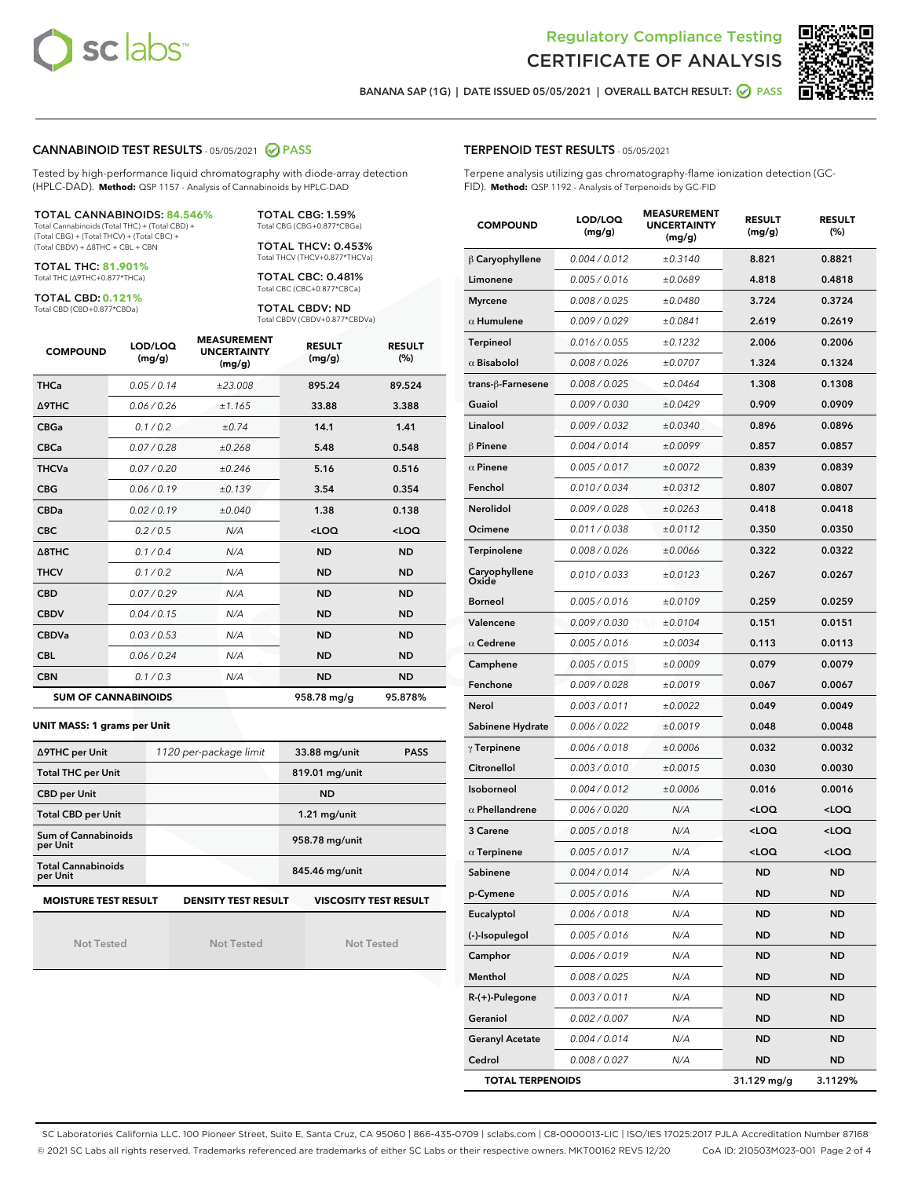Regulatory Compliance Testing
# CERTIFICATE OF ANALYSIS

BANANA SAP (1G) | DATE ISSUED 05/05/2021 | OVERALL BATCH RESULT: PASS

## CANNABINOID TEST RESULTS - 05/05/2021 PASS

Tested by high-performance liquid chromatography with diode-array detection (HPLC-DAD). **Method:** QSP 1157 - Analysis of Cannabinoids by HPLC-DAD

**TOTAL CANNABINOIDS: 84.546%**
Total Cannabinoids (Total THC) + (Total CBD) + (Total CBG) + (Total THCV) + (Total CBC) + (Total CBDV) + Δ8THC + CBL + CBN

**TOTAL THC: 81.901%**
Total THC (Δ9THC+0.877*THCa)

**TOTAL CBD: 0.121%**
Total CBD (CBD+0.877*CBDa)

**TOTAL CBG: 1.59%**
Total CBG (CBG+0.877*CBGa)

**TOTAL THCV: 0.453%**
Total THCV (THCV+0.877*THCVa)

**TOTAL CBC: 0.481%**
Total CBC (CBC+0.877*CBCa)

**TOTAL CBDV: ND**
Total CBDV (CBDV+0.877*CBDVa)

| COMPOUND | LOD/LOQ (mg/g) | MEASUREMENT UNCERTAINTY (mg/g) | RESULT (mg/g) | RESULT (%) |
|---|---|---|---|---|
| THCa | 0.05 / 0.14 | ±23.008 | 895.24 | 89.524 |
| Δ9THC | 0.06 / 0.26 | ±1.165 | 33.88 | 3.388 |
| CBGa | 0.1 / 0.2 | ±0.74 | 14.1 | 1.41 |
| CBCa | 0.07 / 0.28 | ±0.268 | 5.48 | 0.548 |
| THCVa | 0.07 / 0.20 | ±0.246 | 5.16 | 0.516 |
| CBG | 0.06 / 0.19 | ±0.139 | 3.54 | 0.354 |
| CBDa | 0.02 / 0.19 | ±0.040 | 1.38 | 0.138 |
| CBC | 0.2 / 0.5 | N/A | <LOQ | <LOQ |
| Δ8THC | 0.1 / 0.4 | N/A | ND | ND |
| THCV | 0.1 / 0.2 | N/A | ND | ND |
| CBD | 0.07 / 0.29 | N/A | ND | ND |
| CBDV | 0.04 / 0.15 | N/A | ND | ND |
| CBDVa | 0.03 / 0.53 | N/A | ND | ND |
| CBL | 0.06 / 0.24 | N/A | ND | ND |
| CBN | 0.1 / 0.3 | N/A | ND | ND |
| **SUM OF CANNABINOIDS** | | | 958.78 mg/g | 95.878% |

**UNIT MASS: 1 grams per Unit**

| Δ9THC per Unit | 1120 per-package limit | 33.88 mg/unit | PASS |
|---|---|---|---|
| Total THC per Unit | | 819.01 mg/unit | |
| CBD per Unit | | ND | |
| Total CBD per Unit | | 1.21 mg/unit | |
| Sum of Cannabinoids per Unit | | 958.78 mg/unit | |
| Total Cannabinoids per Unit | | 845.46 mg/unit | |

| MOISTURE TEST RESULT | DENSITY TEST RESULT | VISCOSITY TEST RESULT |
|---|---|---|
| Not Tested | Not Tested | Not Tested |

## TERPENOID TEST RESULTS - 05/05/2021

Terpene analysis utilizing gas chromatography-flame ionization detection (GC-FID). **Method:** QSP 1192 - Analysis of Terpenoids by GC-FID

| COMPOUND | LOD/LOQ (mg/g) | MEASUREMENT UNCERTAINTY (mg/g) | RESULT (mg/g) | RESULT (%) |
|---|---|---|---|---|
| β Caryophyllene | 0.004 / 0.012 | ±0.3140 | 8.821 | 0.8821 |
| Limonene | 0.005 / 0.016 | ±0.0689 | 4.818 | 0.4818 |
| Myrcene | 0.008 / 0.025 | ±0.0480 | 3.724 | 0.3724 |
| α Humulene | 0.009 / 0.029 | ±0.0841 | 2.619 | 0.2619 |
| Terpineol | 0.016 / 0.055 | ±0.1232 | 2.006 | 0.2006 |
| α Bisabolol | 0.008 / 0.026 | ±0.0707 | 1.324 | 0.1324 |
| trans-β-Farnesene | 0.008 / 0.025 | ±0.0464 | 1.308 | 0.1308 |
| Guaiol | 0.009 / 0.030 | ±0.0429 | 0.909 | 0.0909 |
| Linalool | 0.009 / 0.032 | ±0.0340 | 0.896 | 0.0896 |
| β Pinene | 0.004 / 0.014 | ±0.0099 | 0.857 | 0.0857 |
| α Pinene | 0.005 / 0.017 | ±0.0072 | 0.839 | 0.0839 |
| Fenchol | 0.010 / 0.034 | ±0.0312 | 0.807 | 0.0807 |
| Nerolidol | 0.009 / 0.028 | ±0.0263 | 0.418 | 0.0418 |
| Ocimene | 0.011 / 0.038 | ±0.0112 | 0.350 | 0.0350 |
| Terpinolene | 0.008 / 0.026 | ±0.0066 | 0.322 | 0.0322 |
| Caryophyllene Oxide | 0.010 / 0.033 | ±0.0123 | 0.267 | 0.0267 |
| Borneol | 0.005 / 0.016 | ±0.0109 | 0.259 | 0.0259 |
| Valencene | 0.009 / 0.030 | ±0.0104 | 0.151 | 0.0151 |
| α Cedrene | 0.005 / 0.016 | ±0.0034 | 0.113 | 0.0113 |
| Camphene | 0.005 / 0.015 | ±0.0009 | 0.079 | 0.0079 |
| Fenchone | 0.009 / 0.028 | ±0.0019 | 0.067 | 0.0067 |
| Nerol | 0.003 / 0.011 | ±0.0022 | 0.049 | 0.0049 |
| Sabinene Hydrate | 0.006 / 0.022 | ±0.0019 | 0.048 | 0.0048 |
| γ Terpinene | 0.006 / 0.018 | ±0.0006 | 0.032 | 0.0032 |
| Citronellol | 0.003 / 0.010 | ±0.0015 | 0.030 | 0.0030 |
| Isoborneol | 0.004 / 0.012 | ±0.0006 | 0.016 | 0.0016 |
| α Phellandrene | 0.006 / 0.020 | N/A | <LOQ | <LOQ |
| 3 Carene | 0.005 / 0.018 | N/A | <LOQ | <LOQ |
| α Terpinene | 0.005 / 0.017 | N/A | <LOQ | <LOQ |
| Sabinene | 0.004 / 0.014 | N/A | ND | ND |
| p-Cymene | 0.005 / 0.016 | N/A | ND | ND |
| Eucalyptol | 0.006 / 0.018 | N/A | ND | ND |
| (-)-Isopulegol | 0.005 / 0.016 | N/A | ND | ND |
| Camphor | 0.006 / 0.019 | N/A | ND | ND |
| Menthol | 0.008 / 0.025 | N/A | ND | ND |
| R-(+)-Pulegone | 0.003 / 0.011 | N/A | ND | ND |
| Geraniol | 0.002 / 0.007 | N/A | ND | ND |
| Geranyl Acetate | 0.004 / 0.014 | N/A | ND | ND |
| Cedrol | 0.008 / 0.027 | N/A | ND | ND |
| **TOTAL TERPENOIDS** | | | 31.129 mg/g | 3.1129% |

SC Laboratories California LLC. 100 Pioneer Street, Suite E, Santa Cruz, CA 95060 | 866-435-0709 | sclabs.com | C8-0000013-LIC | ISO/IES 17025:2017 PJLA Accreditation Number 87168
© 2021 SC Labs all rights reserved. Trademarks referenced are trademarks of either SC Labs or their respective owners. MKT00162 REV5 12/20 CoA ID: 210503M023-001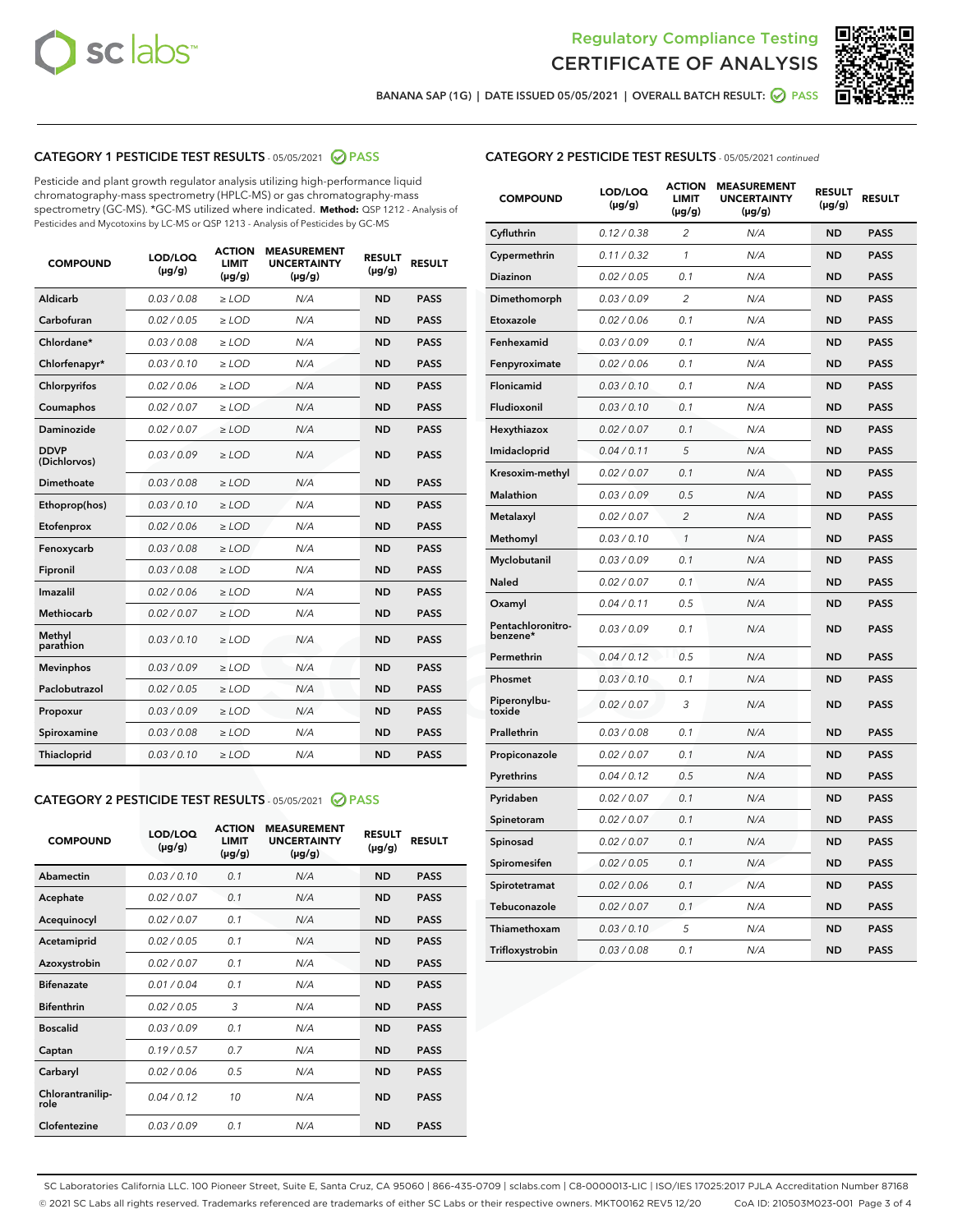Regulatory Compliance Testing

CERTIFICATE OF ANALYSIS

BANANA SAP (1G) | DATE ISSUED 05/05/2021 | OVERALL BATCH RESULT: PASS

## CATEGORY 1 PESTICIDE TEST RESULTS - 05/05/2021 PASS

Pesticide and plant growth regulator analysis utilizing high-performance liquid chromatography-mass spectrometry (HPLC-MS) or gas chromatography-mass spectrometry (GC-MS). *GC-MS utilized where indicated. **Method:** QSP 1212 - Analysis of Pesticides and Mycotoxins by LC-MS or QSP 1213 - Analysis of Pesticides by GC-MS

| COMPOUND | LOD/LOQ (µg/g) | ACTION LIMIT (µg/g) | MEASUREMENT UNCERTAINTY (µg/g) | RESULT (µg/g) | RESULT |
|---|---|---|---|---|---|
| Aldicarb | 0.03 / 0.08 | ≥ LOD | N/A | ND | PASS |
| Carbofuran | 0.02 / 0.05 | ≥ LOD | N/A | ND | PASS |
| Chlordane* | 0.03 / 0.08 | ≥ LOD | N/A | ND | PASS |
| Chlorfenapyr* | 0.03 / 0.10 | ≥ LOD | N/A | ND | PASS |
| Chlorpyrifos | 0.02 / 0.06 | ≥ LOD | N/A | ND | PASS |
| Coumaphos | 0.02 / 0.07 | ≥ LOD | N/A | ND | PASS |
| Daminozide | 0.02 / 0.07 | ≥ LOD | N/A | ND | PASS |
| DDVP (Dichlorvos) | 0.03 / 0.09 | ≥ LOD | N/A | ND | PASS |
| Dimethoate | 0.03 / 0.08 | ≥ LOD | N/A | ND | PASS |
| Ethoprop(hos) | 0.03 / 0.10 | ≥ LOD | N/A | ND | PASS |
| Etofenprox | 0.02 / 0.06 | ≥ LOD | N/A | ND | PASS |
| Fenoxycarb | 0.03 / 0.08 | ≥ LOD | N/A | ND | PASS |
| Fipronil | 0.03 / 0.08 | ≥ LOD | N/A | ND | PASS |
| Imazalil | 0.02 / 0.06 | ≥ LOD | N/A | ND | PASS |
| Methiocarb | 0.02 / 0.07 | ≥ LOD | N/A | ND | PASS |
| Methyl parathion | 0.03 / 0.10 | ≥ LOD | N/A | ND | PASS |
| Mevinphos | 0.03 / 0.09 | ≥ LOD | N/A | ND | PASS |
| Paclobutrazol | 0.02 / 0.05 | ≥ LOD | N/A | ND | PASS |
| Propoxur | 0.03 / 0.09 | ≥ LOD | N/A | ND | PASS |
| Spiroxamine | 0.03 / 0.08 | ≥ LOD | N/A | ND | PASS |
| Thiacloprid | 0.03 / 0.10 | ≥ LOD | N/A | ND | PASS |

## CATEGORY 2 PESTICIDE TEST RESULTS - 05/05/2021 PASS

| COMPOUND | LOD/LOQ (µg/g) | ACTION LIMIT (µg/g) | MEASUREMENT UNCERTAINTY (µg/g) | RESULT (µg/g) | RESULT |
|---|---|---|---|---|---|
| Abamectin | 0.03 / 0.10 | 0.1 | N/A | ND | PASS |
| Acephate | 0.02 / 0.07 | 0.1 | N/A | ND | PASS |
| Acequinocyl | 0.02 / 0.07 | 0.1 | N/A | ND | PASS |
| Acetamiprid | 0.02 / 0.05 | 0.1 | N/A | ND | PASS |
| Azoxystrobin | 0.02 / 0.07 | 0.1 | N/A | ND | PASS |
| Bifenazate | 0.01 / 0.04 | 0.1 | N/A | ND | PASS |
| Bifenthrin | 0.02 / 0.05 | 3 | N/A | ND | PASS |
| Boscalid | 0.03 / 0.09 | 0.1 | N/A | ND | PASS |
| Captan | 0.19 / 0.57 | 0.7 | N/A | ND | PASS |
| Carbaryl | 0.02 / 0.06 | 0.5 | N/A | ND | PASS |
| Chlorantraniliprole | 0.04 / 0.12 | 10 | N/A | ND | PASS |
| Clofentezine | 0.03 / 0.09 | 0.1 | N/A | ND | PASS |
| Cyfluthrin | 0.12 / 0.38 | 2 | N/A | ND | PASS |
| Cypermethrin | 0.11 / 0.32 | 1 | N/A | ND | PASS |
| Diazinon | 0.02 / 0.05 | 0.1 | N/A | ND | PASS |
| Dimethomorph | 0.03 / 0.09 | 2 | N/A | ND | PASS |
| Etoxazole | 0.02 / 0.06 | 0.1 | N/A | ND | PASS |
| Fenhexamid | 0.03 / 0.09 | 0.1 | N/A | ND | PASS |
| Fenpyroximate | 0.02 / 0.06 | 0.1 | N/A | ND | PASS |
| Flonicamid | 0.03 / 0.10 | 0.1 | N/A | ND | PASS |
| Fludioxonil | 0.03 / 0.10 | 0.1 | N/A | ND | PASS |
| Hexythiazox | 0.02 / 0.07 | 0.1 | N/A | ND | PASS |
| Imidacloprid | 0.04 / 0.11 | 5 | N/A | ND | PASS |
| Kresoxim-methyl | 0.02 / 0.07 | 0.1 | N/A | ND | PASS |
| Malathion | 0.03 / 0.09 | 0.5 | N/A | ND | PASS |
| Metalaxyl | 0.02 / 0.07 | 2 | N/A | ND | PASS |
| Methomyl | 0.03 / 0.10 | 1 | N/A | ND | PASS |
| Myclobutanil | 0.03 / 0.09 | 0.1 | N/A | ND | PASS |
| Naled | 0.02 / 0.07 | 0.1 | N/A | ND | PASS |
| Oxamyl | 0.04 / 0.11 | 0.5 | N/A | ND | PASS |
| Pentachloronitrobenzene* | 0.03 / 0.09 | 0.1 | N/A | ND | PASS |
| Permethrin | 0.04 / 0.12 | 0.5 | N/A | ND | PASS |
| Phosmet | 0.03 / 0.10 | 0.1 | N/A | ND | PASS |
| Piperonylbutoxide | 0.02 / 0.07 | 3 | N/A | ND | PASS |
| Prallethrin | 0.03 / 0.08 | 0.1 | N/A | ND | PASS |
| Propiconazole | 0.02 / 0.07 | 0.1 | N/A | ND | PASS |
| Pyrethrins | 0.04 / 0.12 | 0.5 | N/A | ND | PASS |
| Pyridaben | 0.02 / 0.07 | 0.1 | N/A | ND | PASS |
| Spinetoram | 0.02 / 0.07 | 0.1 | N/A | ND | PASS |
| Spinosad | 0.02 / 0.07 | 0.1 | N/A | ND | PASS |
| Spiromesifen | 0.02 / 0.05 | 0.1 | N/A | ND | PASS |
| Spirotetramat | 0.02 / 0.06 | 0.1 | N/A | ND | PASS |
| Tebuconazole | 0.02 / 0.07 | 0.1 | N/A | ND | PASS |
| Thiamethoxam | 0.03 / 0.10 | 5 | N/A | ND | PASS |
| Trifloxystrobin | 0.03 / 0.08 | 0.1 | N/A | ND | PASS |

SC Laboratories California LLC. 100 Pioneer Street, Suite E, Santa Cruz, CA 95060 | 866-435-0709 | sclabs.com | C8-0000013-LIC | ISO/IES 17025:2017 PJLA Accreditation Number 87168
© 2021 SC Labs all rights reserved. Trademarks referenced are trademarks of either SC Labs or their respective owners. MKT00162 REV5 12/20 CoA ID: 210503M023-001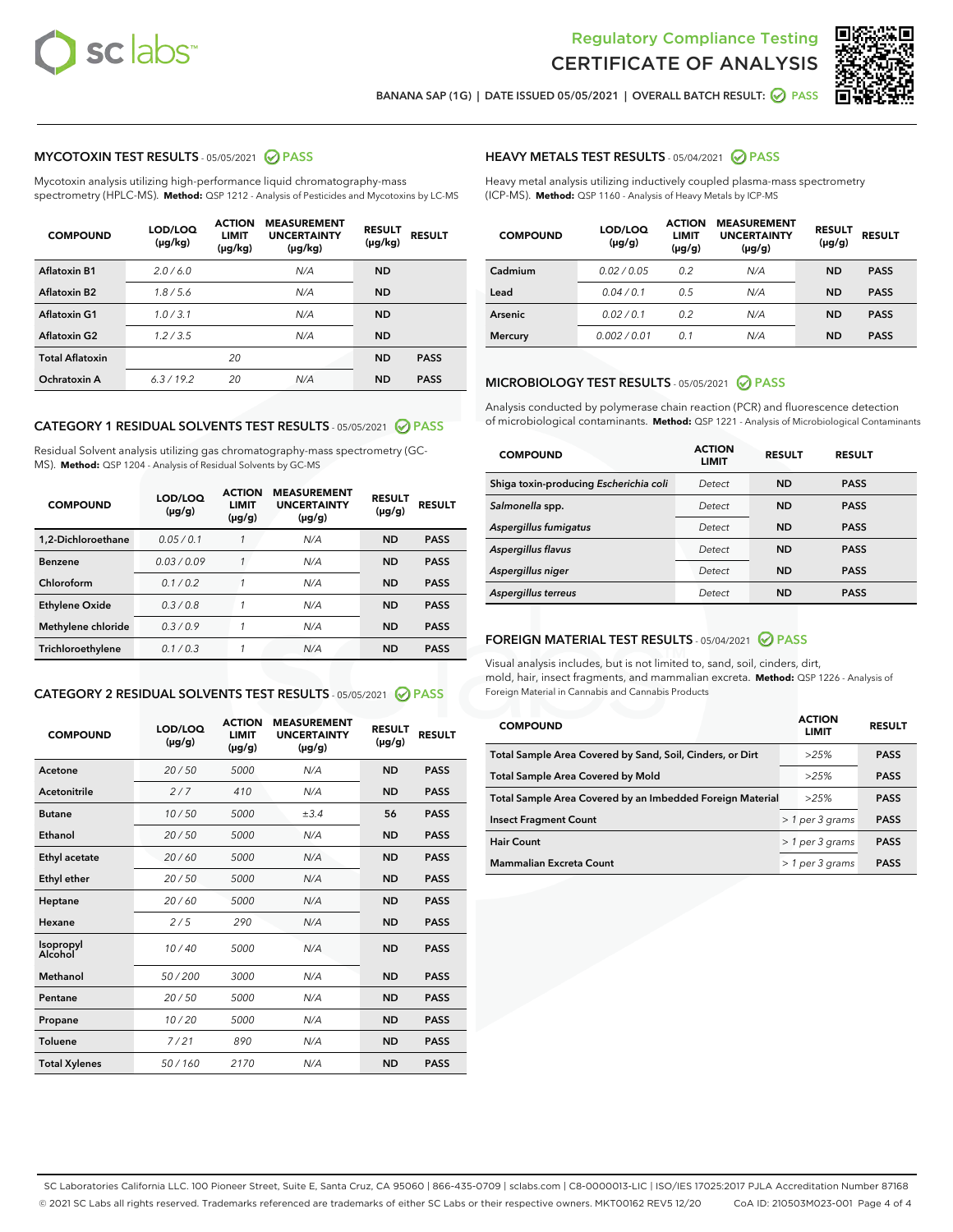Regulatory Compliance Testing
CERTIFICATE OF ANALYSIS

BANANA SAP (1G) | DATE ISSUED 05/05/2021 | OVERALL BATCH RESULT: PASS

## MYCOTOXIN TEST RESULTS - 05/05/2021 PASS

Mycotoxin analysis utilizing high-performance liquid chromatography-mass spectrometry (HPLC-MS). **Method:** QSP 1212 - Analysis of Pesticides and Mycotoxins by LC-MS

| COMPOUND | LOD/LOQ (µg/kg) | ACTION LIMIT (µg/kg) | MEASUREMENT UNCERTAINTY (µg/kg) | RESULT (µg/kg) | RESULT |
|---|---|---|---|---|---|
| Aflatoxin B1 | 2.0 / 6.0 | | N/A | ND | |
| Aflatoxin B2 | 1.8 / 5.6 | | N/A | ND | |
| Aflatoxin G1 | 1.0 / 3.1 | | N/A | ND | |
| Aflatoxin G2 | 1.2 / 3.5 | | N/A | ND | |
| Total Aflatoxin | | 20 | | ND | PASS |
| Ochratoxin A | 6.3 / 19.2 | 20 | N/A | ND | PASS |

## CATEGORY 1 RESIDUAL SOLVENTS TEST RESULTS - 05/05/2021 PASS

Residual Solvent analysis utilizing gas chromatography-mass spectrometry (GC-MS). **Method:** QSP 1204 - Analysis of Residual Solvents by GC-MS

| COMPOUND | LOD/LOQ (µg/g) | ACTION LIMIT (µg/g) | MEASUREMENT UNCERTAINTY (µg/g) | RESULT (µg/g) | RESULT |
|---|---|---|---|---|---|
| 1,2-Dichloroethane | 0.05 / 0.1 | 1 | N/A | ND | PASS |
| Benzene | 0.03 / 0.09 | 1 | N/A | ND | PASS |
| Chloroform | 0.1 / 0.2 | 1 | N/A | ND | PASS |
| Ethylene Oxide | 0.3 / 0.8 | 1 | N/A | ND | PASS |
| Methylene chloride | 0.3 / 0.9 | 1 | N/A | ND | PASS |
| Trichloroethylene | 0.1 / 0.3 | 1 | N/A | ND | PASS |

## CATEGORY 2 RESIDUAL SOLVENTS TEST RESULTS - 05/05/2021 PASS

| COMPOUND | LOD/LOQ (µg/g) | ACTION LIMIT (µg/g) | MEASUREMENT UNCERTAINTY (µg/g) | RESULT (µg/g) | RESULT |
|---|---|---|---|---|---|
| Acetone | 20 / 50 | 5000 | N/A | ND | PASS |
| Acetonitrile | 2 / 7 | 410 | N/A | ND | PASS |
| Butane | 10 / 50 | 5000 | ±3.4 | 56 | PASS |
| Ethanol | 20 / 50 | 5000 | N/A | ND | PASS |
| Ethyl acetate | 20 / 60 | 5000 | N/A | ND | PASS |
| Ethyl ether | 20 / 50 | 5000 | N/A | ND | PASS |
| Heptane | 20 / 60 | 5000 | N/A | ND | PASS |
| Hexane | 2 / 5 | 290 | N/A | ND | PASS |
| Isopropyl Alcohol | 10 / 40 | 5000 | N/A | ND | PASS |
| Methanol | 50 / 200 | 3000 | N/A | ND | PASS |
| Pentane | 20 / 50 | 5000 | N/A | ND | PASS |
| Propane | 10 / 20 | 5000 | N/A | ND | PASS |
| Toluene | 7 / 21 | 890 | N/A | ND | PASS |
| Total Xylenes | 50 / 160 | 2170 | N/A | ND | PASS |

## HEAVY METALS TEST RESULTS - 05/04/2021 PASS

Heavy metal analysis utilizing inductively coupled plasma-mass spectrometry (ICP-MS). **Method:** QSP 1160 - Analysis of Heavy Metals by ICP-MS

| COMPOUND | LOD/LOQ (µg/g) | ACTION LIMIT (µg/g) | MEASUREMENT UNCERTAINTY (µg/g) | RESULT (µg/g) | RESULT |
|---|---|---|---|---|---|
| Cadmium | 0.02 / 0.05 | 0.2 | N/A | ND | PASS |
| Lead | 0.04 / 0.1 | 0.5 | N/A | ND | PASS |
| Arsenic | 0.02 / 0.1 | 0.2 | N/A | ND | PASS |
| Mercury | 0.002 / 0.01 | 0.1 | N/A | ND | PASS |

## MICROBIOLOGY TEST RESULTS - 05/05/2021 PASS

Analysis conducted by polymerase chain reaction (PCR) and fluorescence detection of microbiological contaminants. **Method:** QSP 1221 - Analysis of Microbiological Contaminants

| COMPOUND | ACTION LIMIT | RESULT | RESULT |
|---|---|---|---|
| Shiga toxin-producing *Escherichia coli* | Detect | ND | PASS |
| *Salmonella* spp. | Detect | ND | PASS |
| *Aspergillus fumigatus* | Detect | ND | PASS |
| *Aspergillus flavus* | Detect | ND | PASS |
| *Aspergillus niger* | Detect | ND | PASS |
| *Aspergillus terreus* | Detect | ND | PASS |

## FOREIGN MATERIAL TEST RESULTS - 05/04/2021 PASS

Visual analysis includes, but is not limited to, sand, soil, cinders, dirt, mold, hair, insect fragments, and mammalian excreta. **Method:** QSP 1226 - Analysis of Foreign Material in Cannabis and Cannabis Products

| COMPOUND | ACTION LIMIT | RESULT |
|---|---|---|
| Total Sample Area Covered by Sand, Soil, Cinders, or Dirt | >25% | PASS |
| Total Sample Area Covered by Mold | >25% | PASS |
| Total Sample Area Covered by an Imbedded Foreign Material | >25% | PASS |
| Insect Fragment Count | > 1 per 3 grams | PASS |
| Hair Count | > 1 per 3 grams | PASS |
| Mammalian Excreta Count | > 1 per 3 grams | PASS |

SC Laboratories California LLC. 100 Pioneer Street, Suite E, Santa Cruz, CA 95060 | 866-435-0709 | sclabs.com | C8-0000013-LIC | ISO/IES 17025:2017 PJLA Accreditation Number 87168
© 2021 SC Labs all rights reserved. Trademarks referenced are trademarks of either SC Labs or their respective owners. MKT00162 REV5 12/20 CoA ID: 210503M023-001